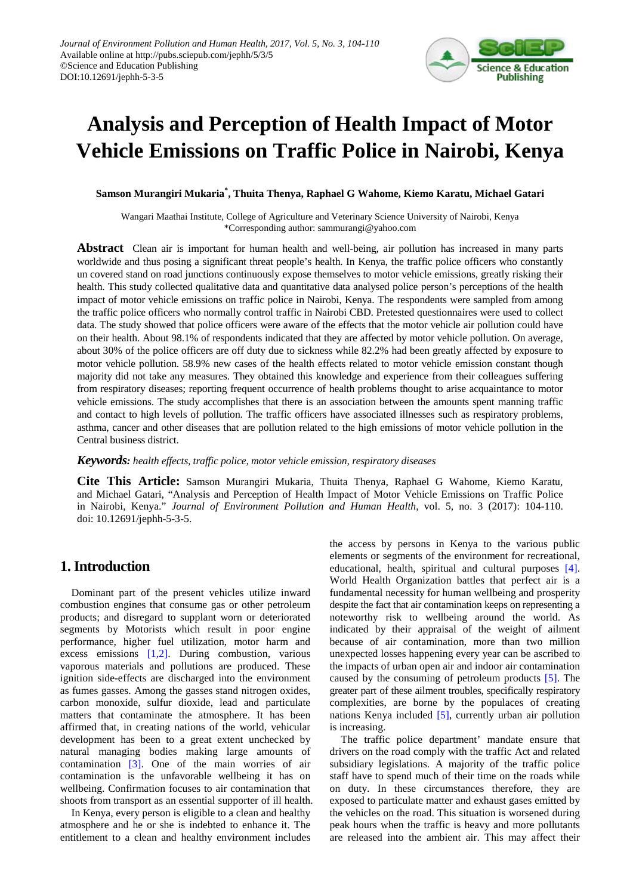# Analysis and Perception of Health Impact of Motor Vehicle Emissions on Traffic Police in Nairobi, Kenya

**Samson Murangiri Mukaria[*], Thuita Thenya, Raphael G Wahome, Kiemo Karatu, Michael Gatari**

Wangari Maathai Institute, College of Agriculture and Veterinary Science University of Nairobi, Kenya
*Corresponding author: sammurangi@yahoo.com

**Abstract** Clean air is important for human health and well-being, air pollution has increased in many parts worldwide and thus posing a significant threat people's health. In Kenya, the traffic police officers who constantly un covered stand on road junctions continuously expose themselves to motor vehicle emissions, greatly risking their health. This study collected qualitative data and quantitative data analysed police person's perceptions of the health impact of motor vehicle emissions on traffic police in Nairobi, Kenya. The respondents were sampled from among the traffic police officers who normally control traffic in Nairobi CBD. Pretested questionnaires were used to collect data. The study showed that police officers were aware of the effects that the motor vehicle air pollution could have on their health. About 98.1% of respondents indicated that they are affected by motor vehicle pollution. On average, about 30% of the police officers are off duty due to sickness while 82.2% had been greatly affected by exposure to motor vehicle pollution. 58.9% new cases of the health effects related to motor vehicle emission constant though majority did not take any measures. They obtained this knowledge and experience from their colleagues suffering from respiratory diseases; reporting frequent occurrence of health problems thought to arise acquaintance to motor vehicle emissions. The study accomplishes that there is an association between the amounts spent manning traffic and contact to high levels of pollution. The traffic officers have associated illnesses such as respiratory problems, asthma, cancer and other diseases that are pollution related to the high emissions of motor vehicle pollution in the Central business district.

***Keywords:*** *health effects, traffic police, motor vehicle emission, respiratory diseases*

**Cite This Article:** Samson Murangiri Mukaria, Thuita Thenya, Raphael G Wahome, Kiemo Karatu, and Michael Gatari, "Analysis and Perception of Health Impact of Motor Vehicle Emissions on Traffic Police in Nairobi, Kenya." *Journal of Environment Pollution and Human Health*, vol. 5, no. 3 (2017): 104-110. doi: 10.12691/jephh-5-3-5.

## 1. Introduction

Dominant part of the present vehicles utilize inward combustion engines that consume gas or other petroleum products; and disregard to supplant worn or deteriorated segments by Motorists which result in poor engine performance, higher fuel utilization, motor harm and excess emissions [1,2]. During combustion, various vaporous materials and pollutions are produced. These ignition side-effects are discharged into the environment as fumes gasses. Among the gasses stand nitrogen oxides, carbon monoxide, sulfur dioxide, lead and particulate matters that contaminate the atmosphere. It has been affirmed that, in creating nations of the world, vehicular development has been to a great extent unchecked by natural managing bodies making large amounts of contamination [3]. One of the main worries of air contamination is the unfavorable wellbeing it has on wellbeing. Confirmation focuses to air contamination that shoots from transport as an essential supporter of ill health.

In Kenya, every person is eligible to a clean and healthy atmosphere and he or she is indebted to enhance it. The entitlement to a clean and healthy environment includes the access by persons in Kenya to the various public elements or segments of the environment for recreational, educational, health, spiritual and cultural purposes [4]. World Health Organization battles that perfect air is a fundamental necessity for human wellbeing and prosperity despite the fact that air contamination keeps on representing a noteworthy risk to wellbeing around the world. As indicated by their appraisal of the weight of ailment because of air contamination, more than two million unexpected losses happening every year can be ascribed to the impacts of urban open air and indoor air contamination caused by the consuming of petroleum products [5]. The greater part of these ailment troubles, specifically respiratory complexities, are borne by the populaces of creating nations Kenya included [5], currently urban air pollution is increasing.

The traffic police department' mandate ensure that drivers on the road comply with the traffic Act and related subsidiary legislations. A majority of the traffic police staff have to spend much of their time on the roads while on duty. In these circumstances therefore, they are exposed to particulate matter and exhaust gases emitted by the vehicles on the road. This situation is worsened during peak hours when the traffic is heavy and more pollutants are released into the ambient air. This may affect their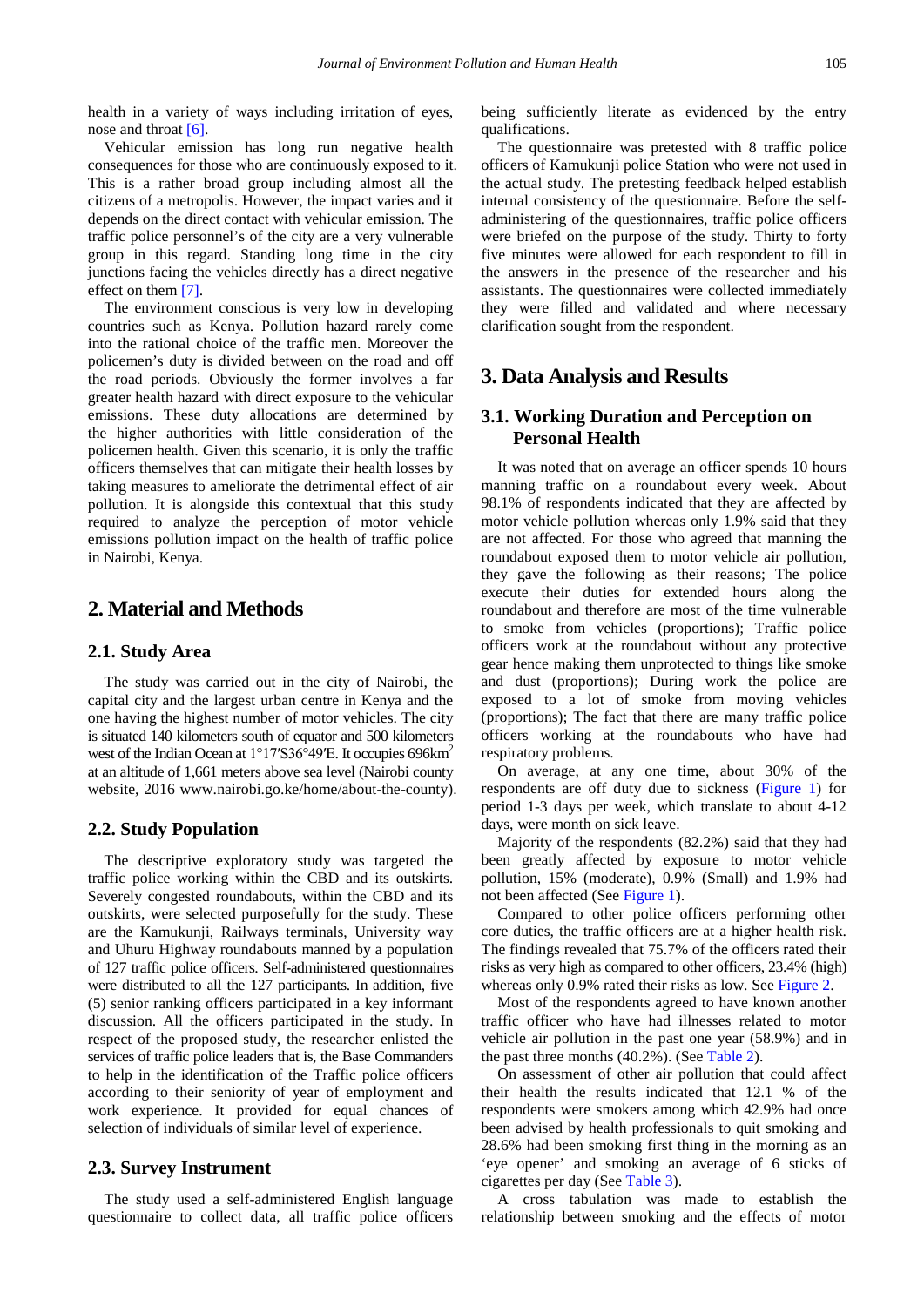health in a variety of ways including irritation of eyes, nose and throat [6].

Vehicular emission has long run negative health consequences for those who are continuously exposed to it. This is a rather broad group including almost all the citizens of a metropolis. However, the impact varies and it depends on the direct contact with vehicular emission. The traffic police personnel's of the city are a very vulnerable group in this regard. Standing long time in the city junctions facing the vehicles directly has a direct negative effect on them [7].

The environment conscious is very low in developing countries such as Kenya. Pollution hazard rarely come into the rational choice of the traffic men. Moreover the policemen's duty is divided between on the road and off the road periods. Obviously the former involves a far greater health hazard with direct exposure to the vehicular emissions. These duty allocations are determined by the higher authorities with little consideration of the policemen health. Given this scenario, it is only the traffic officers themselves that can mitigate their health losses by taking measures to ameliorate the detrimental effect of air pollution. It is alongside this contextual that this study required to analyze the perception of motor vehicle emissions pollution impact on the health of traffic police in Nairobi, Kenya.

## 2. Material and Methods

### 2.1. Study Area

The study was carried out in the city of Nairobi, the capital city and the largest urban centre in Kenya and the one having the highest number of motor vehicles. The city is situated 140 kilometers south of equator and 500 kilometers west of the Indian Ocean at 1°17′S36°49′E. It occupies 696km$^2$ at an altitude of 1,661 meters above sea level (Nairobi county website, 2016 www.nairobi.go.ke/home/about-the-county).

### 2.2. Study Population

The descriptive exploratory study was targeted the traffic police working within the CBD and its outskirts. Severely congested roundabouts, within the CBD and its outskirts, were selected purposefully for the study. These are the Kamukunji, Railways terminals, University way and Uhuru Highway roundabouts manned by a population of 127 traffic police officers. Self-administered questionnaires were distributed to all the 127 participants. In addition, five (5) senior ranking officers participated in a key informant discussion. All the officers participated in the study. In respect of the proposed study, the researcher enlisted the services of traffic police leaders that is, the Base Commanders to help in the identification of the Traffic police officers according to their seniority of year of employment and work experience. It provided for equal chances of selection of individuals of similar level of experience.

### 2.3. Survey Instrument

The study used a self-administered English language questionnaire to collect data, all traffic police officers being sufficiently literate as evidenced by the entry qualifications.

The questionnaire was pretested with 8 traffic police officers of Kamukunji police Station who were not used in the actual study. The pretesting feedback helped establish internal consistency of the questionnaire. Before the self-administering of the questionnaires, traffic police officers were briefed on the purpose of the study. Thirty to forty five minutes were allowed for each respondent to fill in the answers in the presence of the researcher and his assistants. The questionnaires were collected immediately they were filled and validated and where necessary clarification sought from the respondent.

## 3. Data Analysis and Results

### 3.1. Working Duration and Perception on Personal Health

It was noted that on average an officer spends 10 hours manning traffic on a roundabout every week. About 98.1% of respondents indicated that they are affected by motor vehicle pollution whereas only 1.9% said that they are not affected. For those who agreed that manning the roundabout exposed them to motor vehicle air pollution, they gave the following as their reasons; The police execute their duties for extended hours along the roundabout and therefore are most of the time vulnerable to smoke from vehicles (proportions); Traffic police officers work at the roundabout without any protective gear hence making them unprotected to things like smoke and dust (proportions); During work the police are exposed to a lot of smoke from moving vehicles (proportions); The fact that there are many traffic police officers working at the roundabouts who have had respiratory problems.

On average, at any one time, about 30% of the respondents are off duty due to sickness (Figure 1) for period 1-3 days per week, which translate to about 4-12 days, were month on sick leave.

Majority of the respondents (82.2%) said that they had been greatly affected by exposure to motor vehicle pollution, 15% (moderate), 0.9% (Small) and 1.9% had not been affected (See Figure 1).

Compared to other police officers performing other core duties, the traffic officers are at a higher health risk. The findings revealed that 75.7% of the officers rated their risks as very high as compared to other officers, 23.4% (high) whereas only 0.9% rated their risks as low. See Figure 2.

Most of the respondents agreed to have known another traffic officer who have had illnesses related to motor vehicle air pollution in the past one year (58.9%) and in the past three months (40.2%). (See Table 2).

On assessment of other air pollution that could affect their health the results indicated that 12.1 % of the respondents were smokers among which 42.9% had once been advised by health professionals to quit smoking and 28.6% had been smoking first thing in the morning as an 'eye opener' and smoking an average of 6 sticks of cigarettes per day (See Table 3).

A cross tabulation was made to establish the relationship between smoking and the effects of motor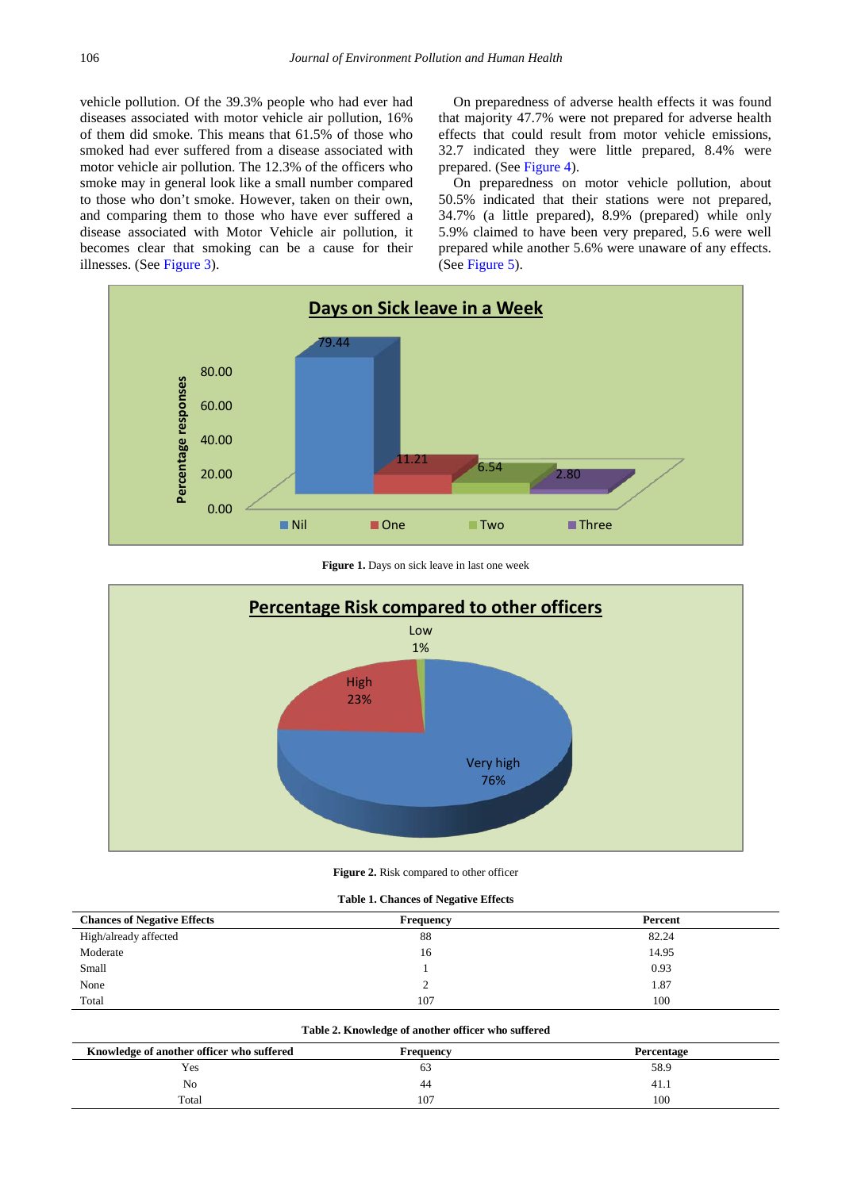vehicle pollution. Of the 39.3% people who had ever had diseases associated with motor vehicle air pollution, 16% of them did smoke. This means that 61.5% of those who smoked had ever suffered from a disease associated with motor vehicle air pollution. The 12.3% of the officers who smoke may in general look like a small number compared to those who don't smoke. However, taken on their own, and comparing them to those who have ever suffered a disease associated with Motor Vehicle air pollution, it becomes clear that smoking can be a cause for their illnesses. (See Figure 3).

On preparedness of adverse health effects it was found that majority 47.7% were not prepared for adverse health effects that could result from motor vehicle emissions, 32.7 indicated they were little prepared, 8.4% were prepared. (See Figure 4).

On preparedness on motor vehicle pollution, about 50.5% indicated that their stations were not prepared, 34.7% (a little prepared), 8.9% (prepared) while only 5.9% claimed to have been very prepared, 5.6 were well prepared while another 5.6% were unaware of any effects. (See Figure 5).

**Figure 1.** Days on sick leave in last one week

**Figure 2.** Risk compared to other officer

**Table 1. Chances of Negative Effects**

| Chances of Negative Effects | Frequency | Percent |
|---|---|---|
| High/already affected | 88 | 82.24 |
| Moderate | 16 | 14.95 |
| Small | 1 | 0.93 |
| None | 2 | 1.87 |
| Total | 107 | 100 |

**Table 2. Knowledge of another officer who suffered**

| Knowledge of another officer who suffered | Frequency | Percentage |
|---|---|---|
| Yes | 63 | 58.9 |
| No | 44 | 41.1 |
| Total | 107 | 100 |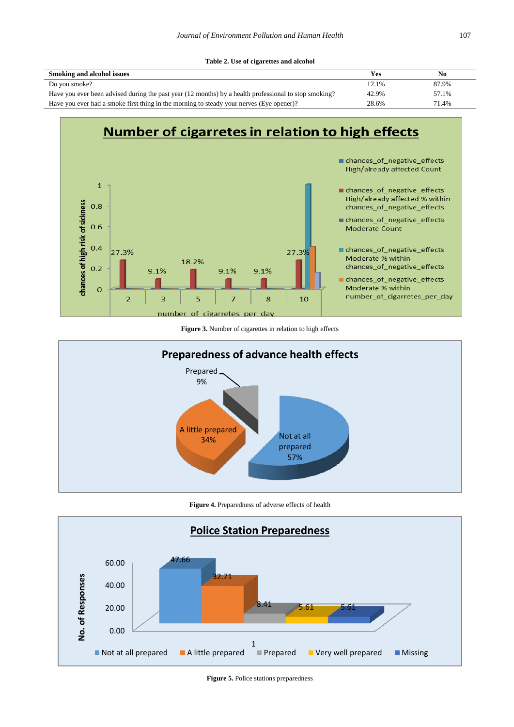**Table 2. Use of cigarettes and alcohol**

| Smoking and alcohol issues | Yes | No |
|---|---|---|
| Do you smoke? | 12.1% | 87.9% |
| Have you ever been advised during the past year (12 months) by a health professional to stop smoking? | 42.9% | 57.1% |
| Have you ever had a smoke first thing in the morning to steady your nerves (Eye opener)? | 28.6% | 71.4% |

**Figure 3.** Number of cigarettes in relation to high effects

**Figure 4.** Preparedness of adverse effects of health

**Figure 5.** Police stations preparedness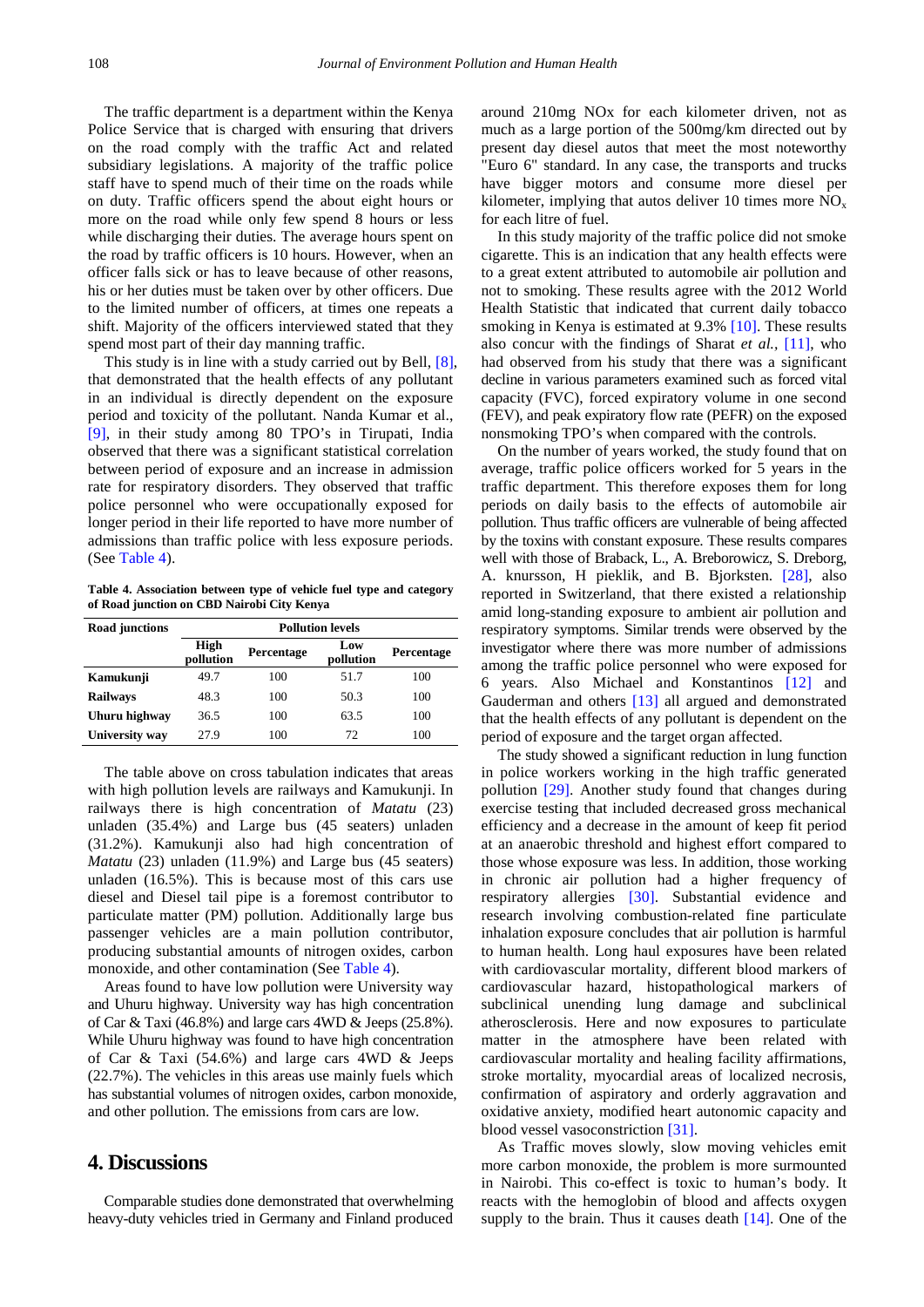The traffic department is a department within the Kenya Police Service that is charged with ensuring that drivers on the road comply with the traffic Act and related subsidiary legislations. A majority of the traffic police staff have to spend much of their time on the roads while on duty. Traffic officers spend the about eight hours or more on the road while only few spend 8 hours or less while discharging their duties. The average hours spent on the road by traffic officers is 10 hours. However, when an officer falls sick or has to leave because of other reasons, his or her duties must be taken over by other officers. Due to the limited number of officers, at times one repeats a shift. Majority of the officers interviewed stated that they spend most part of their day manning traffic.

This study is in line with a study carried out by Bell, [8], that demonstrated that the health effects of any pollutant in an individual is directly dependent on the exposure period and toxicity of the pollutant. Nanda Kumar et al., [9], in their study among 80 TPO's in Tirupati, India observed that there was a significant statistical correlation between period of exposure and an increase in admission rate for respiratory disorders. They observed that traffic police personnel who were occupationally exposed for longer period in their life reported to have more number of admissions than traffic police with less exposure periods. (See Table 4).

**Table 4. Association between type of vehicle fuel type and category of Road junction on CBD Nairobi City Kenya**

| Road junctions | Pollution levels | | | |
|---|---|---|---|---|
| | High pollution | Percentage | Low pollution | Percentage |
| **Kamukunji** | 49.7 | 100 | 51.7 | 100 |
| **Railways** | 48.3 | 100 | 50.3 | 100 |
| **Uhuru highway** | 36.5 | 100 | 63.5 | 100 |
| **University way** | 27.9 | 100 | 72 | 100 |

The table above on cross tabulation indicates that areas with high pollution levels are railways and Kamukunji. In railways there is high concentration of *Matatu* (23) unladen (35.4%) and Large bus (45 seaters) unladen (31.2%). Kamukunji also had high concentration of *Matatu* (23) unladen (11.9%) and Large bus (45 seaters) unladen (16.5%). This is because most of this cars use diesel and Diesel tail pipe is a foremost contributor to particulate matter (PM) pollution. Additionally large bus passenger vehicles are a main pollution contributor, producing substantial amounts of nitrogen oxides, carbon monoxide, and other contamination (See Table 4).

Areas found to have low pollution were University way and Uhuru highway. University way has high concentration of Car & Taxi (46.8%) and large cars 4WD & Jeeps (25.8%). While Uhuru highway was found to have high concentration of Car & Taxi (54.6%) and large cars 4WD & Jeeps (22.7%). The vehicles in this areas use mainly fuels which has substantial volumes of nitrogen oxides, carbon monoxide, and other pollution. The emissions from cars are low.

## 4. Discussions

Comparable studies done demonstrated that overwhelming heavy-duty vehicles tried in Germany and Finland produced around 210mg NOx for each kilometer driven, not as much as a large portion of the 500mg/km directed out by present day diesel autos that meet the most noteworthy "Euro 6" standard. In any case, the transports and trucks have bigger motors and consume more diesel per kilometer, implying that autos deliver 10 times more $NO_x$ for each litre of fuel.

In this study majority of the traffic police did not smoke cigarette. This is an indication that any health effects were to a great extent attributed to automobile air pollution and not to smoking. These results agree with the 2012 World Health Statistic that indicated that current daily tobacco smoking in Kenya is estimated at 9.3% [10]. These results also concur with the findings of Sharat *et al.*, [11], who had observed from his study that there was a significant decline in various parameters examined such as forced vital capacity (FVC), forced expiratory volume in one second (FEV), and peak expiratory flow rate (PEFR) on the exposed nonsmoking TPO's when compared with the controls.

On the number of years worked, the study found that on average, traffic police officers worked for 5 years in the traffic department. This therefore exposes them for long periods on daily basis to the effects of automobile air pollution. Thus traffic officers are vulnerable of being affected by the toxins with constant exposure. These results compares well with those of Braback, L., A. Breborowicz, S. Dreborg, A. knursson, H pieklik, and B. Bjorksten. [28], also reported in Switzerland, that there existed a relationship amid long-standing exposure to ambient air pollution and respiratory symptoms. Similar trends were observed by the investigator where there was more number of admissions among the traffic police personnel who were exposed for 6 years. Also Michael and Konstantinos [12] and Gauderman and others [13] all argued and demonstrated that the health effects of any pollutant is dependent on the period of exposure and the target organ affected.

The study showed a significant reduction in lung function in police workers working in the high traffic generated pollution [29]. Another study found that changes during exercise testing that included decreased gross mechanical efficiency and a decrease in the amount of keep fit period at an anaerobic threshold and highest effort compared to those whose exposure was less. In addition, those working in chronic air pollution had a higher frequency of respiratory allergies [30]. Substantial evidence and research involving combustion-related fine particulate inhalation exposure concludes that air pollution is harmful to human health. Long haul exposures have been related with cardiovascular mortality, different blood markers of cardiovascular hazard, histopathological markers of subclinical unending lung damage and subclinical atherosclerosis. Here and now exposures to particulate matter in the atmosphere have been related with cardiovascular mortality and healing facility affirmations, stroke mortality, myocardial areas of localized necrosis, confirmation of aspiratory and orderly aggravation and oxidative anxiety, modified heart autonomic capacity and blood vessel vasoconstriction [31].

As Traffic moves slowly, slow moving vehicles emit more carbon monoxide, the problem is more surmounted in Nairobi. This co-effect is toxic to human's body. It reacts with the hemoglobin of blood and affects oxygen supply to the brain. Thus it causes death [14]. One of the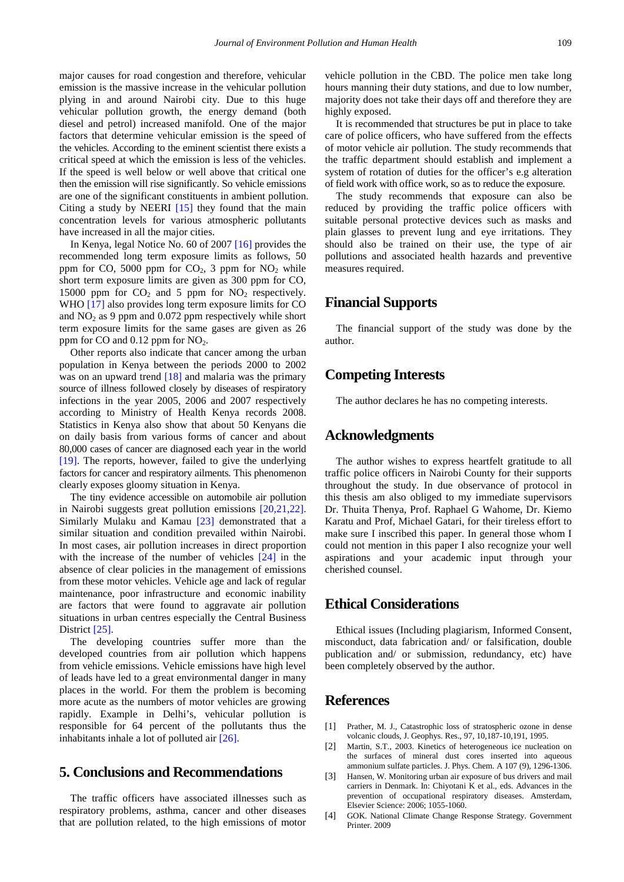major causes for road congestion and therefore, vehicular emission is the massive increase in the vehicular pollution plying in and around Nairobi city. Due to this huge vehicular pollution growth, the energy demand (both diesel and petrol) increased manifold. One of the major factors that determine vehicular emission is the speed of the vehicles. According to the eminent scientist there exists a critical speed at which the emission is less of the vehicles. If the speed is well below or well above that critical one then the emission will rise significantly. So vehicle emissions are one of the significant constituents in ambient pollution. Citing a study by NEERI [15] they found that the main concentration levels for various atmospheric pollutants have increased in all the major cities.

In Kenya, legal Notice No. 60 of 2007 [16] provides the recommended long term exposure limits as follows, 50 ppm for CO, 5000 ppm for $CO_2$, 3 ppm for $NO_2$ while short term exposure limits are given as 300 ppm for CO, 15000 ppm for $CO_2$ and 5 ppm for $NO_2$ respectively. WHO [17] also provides long term exposure limits for CO and $NO_2$ as 9 ppm and 0.072 ppm respectively while short term exposure limits for the same gases are given as 26 ppm for CO and 0.12 ppm for $NO_2$.

Other reports also indicate that cancer among the urban population in Kenya between the periods 2000 to 2002 was on an upward trend [18] and malaria was the primary source of illness followed closely by diseases of respiratory infections in the year 2005, 2006 and 2007 respectively according to Ministry of Health Kenya records 2008. Statistics in Kenya also show that about 50 Kenyans die on daily basis from various forms of cancer and about 80,000 cases of cancer are diagnosed each year in the world [19]. The reports, however, failed to give the underlying factors for cancer and respiratory ailments. This phenomenon clearly exposes gloomy situation in Kenya.

The tiny evidence accessible on automobile air pollution in Nairobi suggests great pollution emissions [20,21,22]. Similarly Mulaku and Kamau [23] demonstrated that a similar situation and condition prevailed within Nairobi. In most cases, air pollution increases in direct proportion with the increase of the number of vehicles [24] in the absence of clear policies in the management of emissions from these motor vehicles. Vehicle age and lack of regular maintenance, poor infrastructure and economic inability are factors that were found to aggravate air pollution situations in urban centres especially the Central Business District [25].

The developing countries suffer more than the developed countries from air pollution which happens from vehicle emissions. Vehicle emissions have high level of leads have led to a great environmental danger in many places in the world. For them the problem is becoming more acute as the numbers of motor vehicles are growing rapidly. Example in Delhi's, vehicular pollution is responsible for 64 percent of the pollutants thus the inhabitants inhale a lot of polluted air [26].

# 5. Conclusions and Recommendations

The traffic officers have associated illnesses such as respiratory problems, asthma, cancer and other diseases that are pollution related, to the high emissions of motor vehicle pollution in the CBD. The police men take long hours manning their duty stations, and due to low number, majority does not take their days off and therefore they are highly exposed.

It is recommended that structures be put in place to take care of police officers, who have suffered from the effects of motor vehicle air pollution. The study recommends that the traffic department should establish and implement a system of rotation of duties for the officer's e.g alteration of field work with office work, so as to reduce the exposure.

The study recommends that exposure can also be reduced by providing the traffic police officers with suitable personal protective devices such as masks and plain glasses to prevent lung and eye irritations. They should also be trained on their use, the type of air pollutions and associated health hazards and preventive measures required.

# Financial Supports

The financial support of the study was done by the author.

# Competing Interests

The author declares he has no competing interests.

# Acknowledgments

The author wishes to express heartfelt gratitude to all traffic police officers in Nairobi County for their supports throughout the study. In due observance of protocol in this thesis am also obliged to my immediate supervisors Dr. Thuita Thenya, Prof. Raphael G Wahome, Dr. Kiemo Karatu and Prof, Michael Gatari, for their tireless effort to make sure I inscribed this paper. In general those whom I could not mention in this paper I also recognize your well aspirations and your academic input through your cherished counsel.

# Ethical Considerations

Ethical issues (Including plagiarism, Informed Consent, misconduct, data fabrication and/ or falsification, double publication and/ or submission, redundancy, etc) have been completely observed by the author.

# References

[1] Prather, M. J., Catastrophic loss of stratospheric ozone in dense volcanic clouds, J. Geophys. Res., 97, 10,187-10,191, 1995.

[2] Martin, S.T., 2003. Kinetics of heterogeneous ice nucleation on the surfaces of mineral dust cores inserted into aqueous ammonium sulfate particles. J. Phys. Chem. A 107 (9), 1296-1306.

[3] Hansen, W. Monitoring urban air exposure of bus drivers and mail carriers in Denmark. In: Chiyotani K et al., eds. Advances in the prevention of occupational respiratory diseases. Amsterdam, Elsevier Science: 2006; 1055-1060.

[4] GOK. National Climate Change Response Strategy. Government Printer. 2009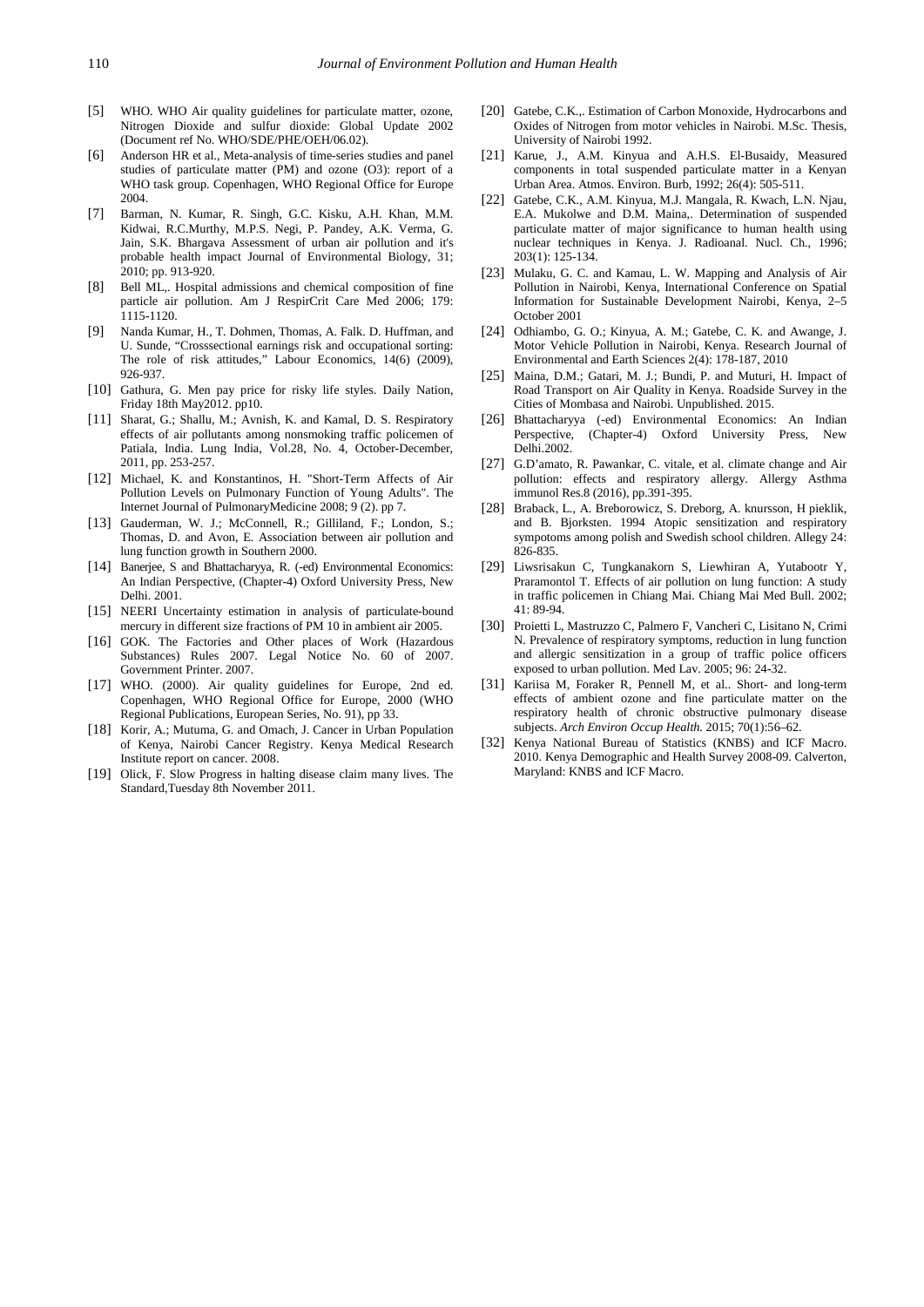[5] WHO. WHO Air quality guidelines for particulate matter, ozone, Nitrogen Dioxide and sulfur dioxide: Global Update 2002 (Document ref No. WHO/SDE/PHE/OEH/06.02).

[6] Anderson HR et al., Meta-analysis of time-series studies and panel studies of particulate matter (PM) and ozone (O3): report of a WHO task group. Copenhagen, WHO Regional Office for Europe 2004.

[7] Barman, N. Kumar, R. Singh, G.C. Kisku, A.H. Khan, M.M. Kidwai, R.C.Murthy, M.P.S. Negi, P. Pandey, A.K. Verma, G. Jain, S.K. Bhargava Assessment of urban air pollution and it's probable health impact Journal of Environmental Biology, 31; 2010; pp. 913-920.

[8] Bell ML,. Hospital admissions and chemical composition of fine particle air pollution. Am J RespirCrit Care Med 2006; 179: 1115-1120.

[9] Nanda Kumar, H., T. Dohmen, Thomas, A. Falk. D. Huffman, and U. Sunde, "Crosssectional earnings risk and occupational sorting: The role of risk attitudes," Labour Economics, 14(6) (2009), 926-937.

[10] Gathura, G. Men pay price for risky life styles. Daily Nation, Friday 18th May2012. pp10.

[11] Sharat, G.; Shallu, M.; Avnish, K. and Kamal, D. S. Respiratory effects of air pollutants among nonsmoking traffic policemen of Patiala, India. Lung India, Vol.28, No. 4, October-December, 2011, pp. 253-257.

[12] Michael, K. and Konstantinos, H. "Short-Term Affects of Air Pollution Levels on Pulmonary Function of Young Adults". The Internet Journal of PulmonaryMedicine 2008; 9 (2). pp 7.

[13] Gauderman, W. J.; McConnell, R.; Gilliland, F.; London, S.; Thomas, D. and Avon, E. Association between air pollution and lung function growth in Southern 2000.

[14] Banerjee, S and Bhattacharyya, R. (-ed) Environmental Economics: An Indian Perspective, (Chapter-4) Oxford University Press, New Delhi. 2001.

[15] NEERI Uncertainty estimation in analysis of particulate-bound mercury in different size fractions of PM 10 in ambient air 2005.

[16] GOK. The Factories and Other places of Work (Hazardous Substances) Rules 2007. Legal Notice No. 60 of 2007. Government Printer. 2007.

[17] WHO. (2000). Air quality guidelines for Europe, 2nd ed. Copenhagen, WHO Regional Office for Europe, 2000 (WHO Regional Publications, European Series, No. 91), pp 33.

[18] Korir, A.; Mutuma, G. and Omach, J. Cancer in Urban Population of Kenya, Nairobi Cancer Registry. Kenya Medical Research Institute report on cancer. 2008.

[19] Olick, F. Slow Progress in halting disease claim many lives. The Standard,Tuesday 8th November 2011.

[20] Gatebe, C.K.,. Estimation of Carbon Monoxide, Hydrocarbons and Oxides of Nitrogen from motor vehicles in Nairobi. M.Sc. Thesis, University of Nairobi 1992.

[21] Karue, J., A.M. Kinyua and A.H.S. El-Busaidy, Measured components in total suspended particulate matter in a Kenyan Urban Area. Atmos. Environ. Burb, 1992; 26(4): 505-511.

[22] Gatebe, C.K., A.M. Kinyua, M.J. Mangala, R. Kwach, L.N. Njau, E.A. Mukolwe and D.M. Maina,. Determination of suspended particulate matter of major significance to human health using nuclear techniques in Kenya. J. Radioanal. Nucl. Ch., 1996; 203(1): 125-134.

[23] Mulaku, G. C. and Kamau, L. W. Mapping and Analysis of Air Pollution in Nairobi, Kenya, International Conference on Spatial Information for Sustainable Development Nairobi, Kenya, 2–5 October 2001

[24] Odhiambo, G. O.; Kinyua, A. M.; Gatebe, C. K. and Awange, J. Motor Vehicle Pollution in Nairobi, Kenya. Research Journal of Environmental and Earth Sciences 2(4): 178-187, 2010

[25] Maina, D.M.; Gatari, M. J.; Bundi, P. and Muturi, H. Impact of Road Transport on Air Quality in Kenya. Roadside Survey in the Cities of Mombasa and Nairobi. Unpublished. 2015.

[26] Bhattacharyya (-ed) Environmental Economics: An Indian Perspective, (Chapter-4) Oxford University Press, New Delhi.2002.

[27] G.D'amato, R. Pawankar, C. vitale, et al. climate change and Air pollution: effects and respiratory allergy. Allergy Asthma immunol Res.8 (2016), pp.391-395.

[28] Braback, L., A. Breborowicz, S. Dreborg, A. knursson, H pieklik, and B. Bjorksten. 1994 Atopic sensitization and respiratory sympotoms among polish and Swedish school children. Allegy 24: 826-835.

[29] Liwsrisakun C, Tungkanakorn S, Liewhiran A, Yutabootr Y, Praramontol T. Effects of air pollution on lung function: A study in traffic policemen in Chiang Mai. Chiang Mai Med Bull. 2002; 41: 89-94.

[30] Proietti L, Mastruzzo C, Palmero F, Vancheri C, Lisitano N, Crimi N. Prevalence of respiratory symptoms, reduction in lung function and allergic sensitization in a group of traffic police officers exposed to urban pollution. Med Lav. 2005; 96: 24-32.

[31] Kariisa M, Foraker R, Pennell M, et al.. Short- and long-term effects of ambient ozone and fine particulate matter on the respiratory health of chronic obstructive pulmonary disease subjects. *Arch Environ Occup Health.* 2015; 70(1):56–62.

[32] Kenya National Bureau of Statistics (KNBS) and ICF Macro. 2010. Kenya Demographic and Health Survey 2008-09. Calverton, Maryland: KNBS and ICF Macro.